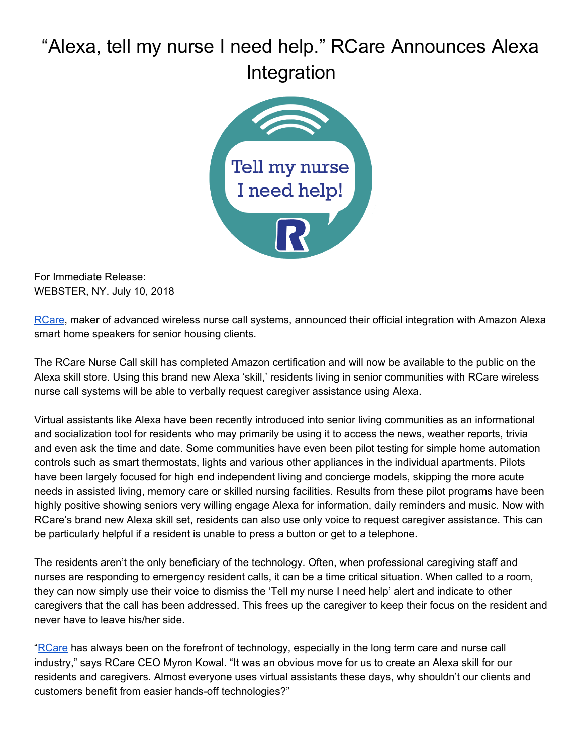# "Alexa, tell my nurse I need help." RCare Announces Alexa Integration

For Immediate Release:
WEBSTER, NY. July 10, 2018

RCare, maker of advanced wireless nurse call systems, announced their official integration with Amazon Alexa smart home speakers for senior housing clients.

The RCare Nurse Call skill has completed Amazon certification and will now be available to the public on the Alexa skill store. Using this brand new Alexa 'skill,' residents living in senior communities with RCare wireless nurse call systems will be able to verbally request caregiver assistance using Alexa.

Virtual assistants like Alexa have been recently introduced into senior living communities as an informational and socialization tool for residents who may primarily be using it to access the news, weather reports, trivia and even ask the time and date. Some communities have even been pilot testing for simple home automation controls such as smart thermostats, lights and various other appliances in the individual apartments. Pilots have been largely focused for high end independent living and concierge models, skipping the more acute needs in assisted living, memory care or skilled nursing facilities. Results from these pilot programs have been highly positive showing seniors very willing engage Alexa for information, daily reminders and music. Now with RCare's brand new Alexa skill set, residents can also use only voice to request caregiver assistance. This can be particularly helpful if a resident is unable to press a button or get to a telephone.

The residents aren't the only beneficiary of the technology. Often, when professional caregiving staff and nurses are responding to emergency resident calls, it can be a time critical situation. When called to a room, they can now simply use their voice to dismiss the 'Tell my nurse I need help' alert and indicate to other caregivers that the call has been addressed. This frees up the caregiver to keep their focus on the resident and never have to leave his/her side.

"RCare has always been on the forefront of technology, especially in the long term care and nurse call industry," says RCare CEO Myron Kowal. "It was an obvious move for us to create an Alexa skill for our residents and caregivers. Almost everyone uses virtual assistants these days, why shouldn't our clients and customers benefit from easier hands-off technologies?"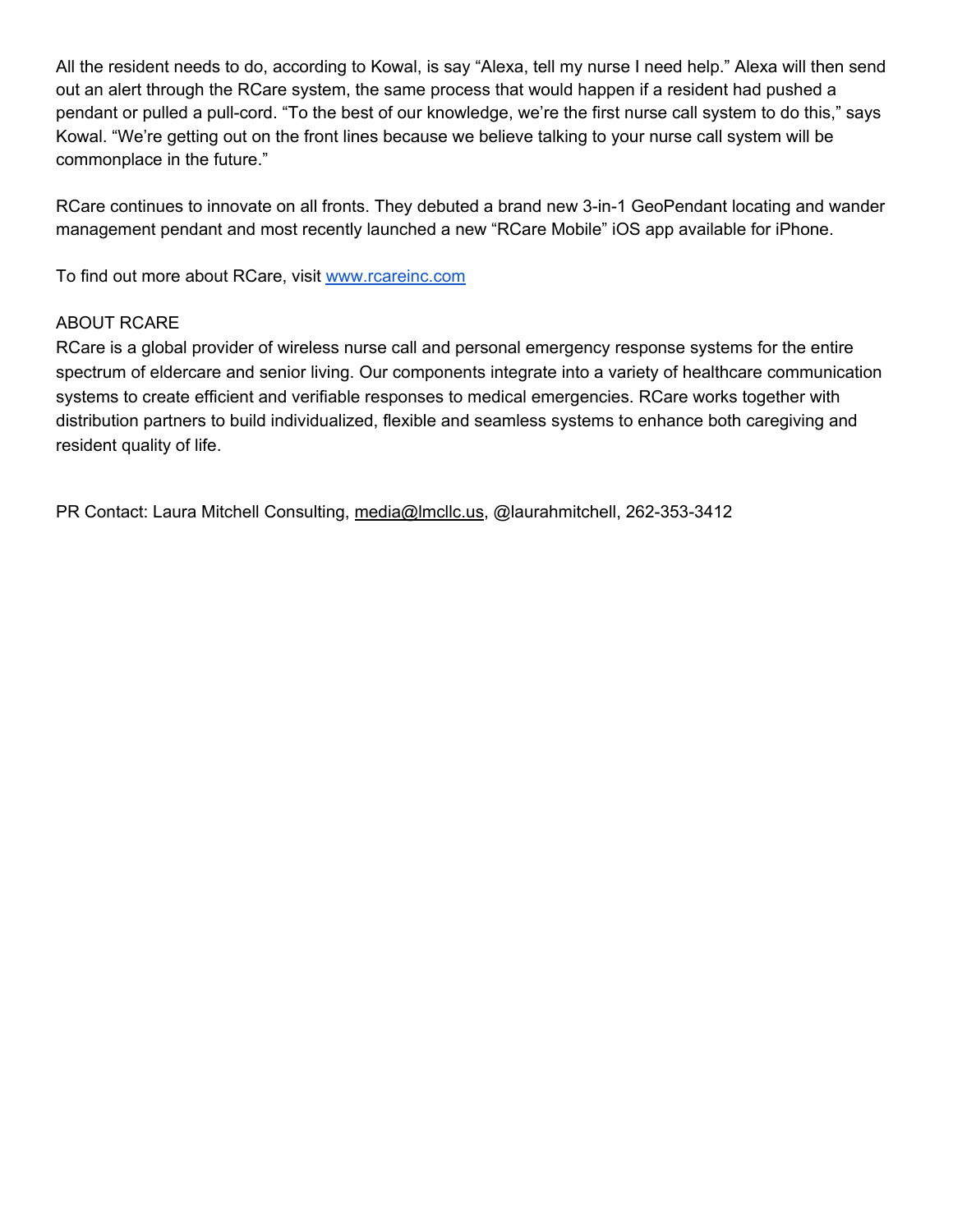All the resident needs to do, according to Kowal, is say "Alexa, tell my nurse I need help." Alexa will then send out an alert through the RCare system, the same process that would happen if a resident had pushed a pendant or pulled a pull-cord. "To the best of our knowledge, we're the first nurse call system to do this," says Kowal. "We're getting out on the front lines because we believe talking to your nurse call system will be commonplace in the future."

RCare continues to innovate on all fronts. They debuted a brand new 3-in-1 GeoPendant locating and wander management pendant and most recently launched a new "RCare Mobile" iOS app available for iPhone.

To find out more about RCare, visit [www.rcareinc.com](http://www.rcareinc.com)

ABOUT RCARE
RCare is a global provider of wireless nurse call and personal emergency response systems for the entire spectrum of eldercare and senior living. Our components integrate into a variety of healthcare communication systems to create efficient and verifiable responses to medical emergencies. RCare works together with distribution partners to build individualized, flexible and seamless systems to enhance both caregiving and resident quality of life.

PR Contact: Laura Mitchell Consulting, media@lmcllc.us, @laurahmitchell, 262-353-3412